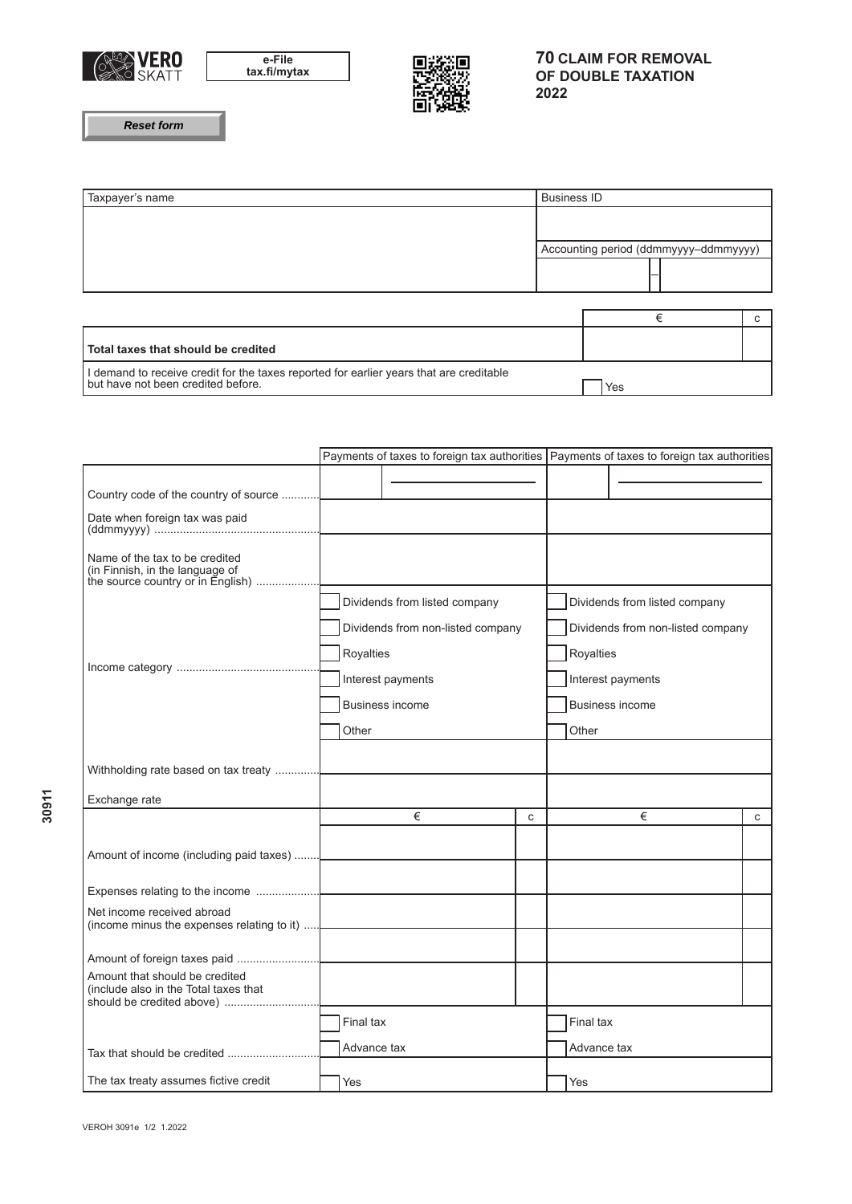VERO SKATT

e-File
tax.fi/mytax

# 70 CLAIM FOR REMOVAL OF DOUBLE TAXATION 2022

Reset form

| Taxpayer's name | Business ID |
|---|---|
| | |
| | Accounting period (ddmmyyyy–ddmmyyyy) |
| | – |

| | € | c |
|---|---|---|
| **Total taxes that should be credited** | | |
| I demand to receive credit for the taxes reported for earlier years that are creditable but have not been credited before. | Yes | |

| | Payments of taxes to foreign tax authorities | | Payments of taxes to foreign tax authorities | |
|---|---|---|---|---|
| Country code of the country of source | | | | |
| Date when foreign tax was paid (ddmmyyyy) | | | | |
| Name of the tax to be credited (in Finnish, in the language of the source country or in English) | | | | |
| Income category | Dividends from listed company | | Dividends from listed company | |
| | Dividends from non-listed company | | Dividends from non-listed company | |
| | Royalties | | Royalties | |
| | Interest payments | | Interest payments | |
| | Business income | | Business income | |
| | Other | | Other | |
| Withholding rate based on tax treaty | | | | |
| Exchange rate | | | | |
| | € | c | € | c |
| Amount of income (including paid taxes) | | | | |
| Expenses relating to the income | | | | |
| Net income received abroad (income minus the expenses relating to it) | | | | |
| Amount of foreign taxes paid | | | | |
| Amount that should be credited (include also in the Total taxes that should be credited above) | | | | |
| Tax that should be credited | Final tax | | Final tax | |
| | Advance tax | | Advance tax | |
| The tax treaty assumes fictive credit | Yes | | Yes | |

30911

VEROH 3091e 1/2 1.2022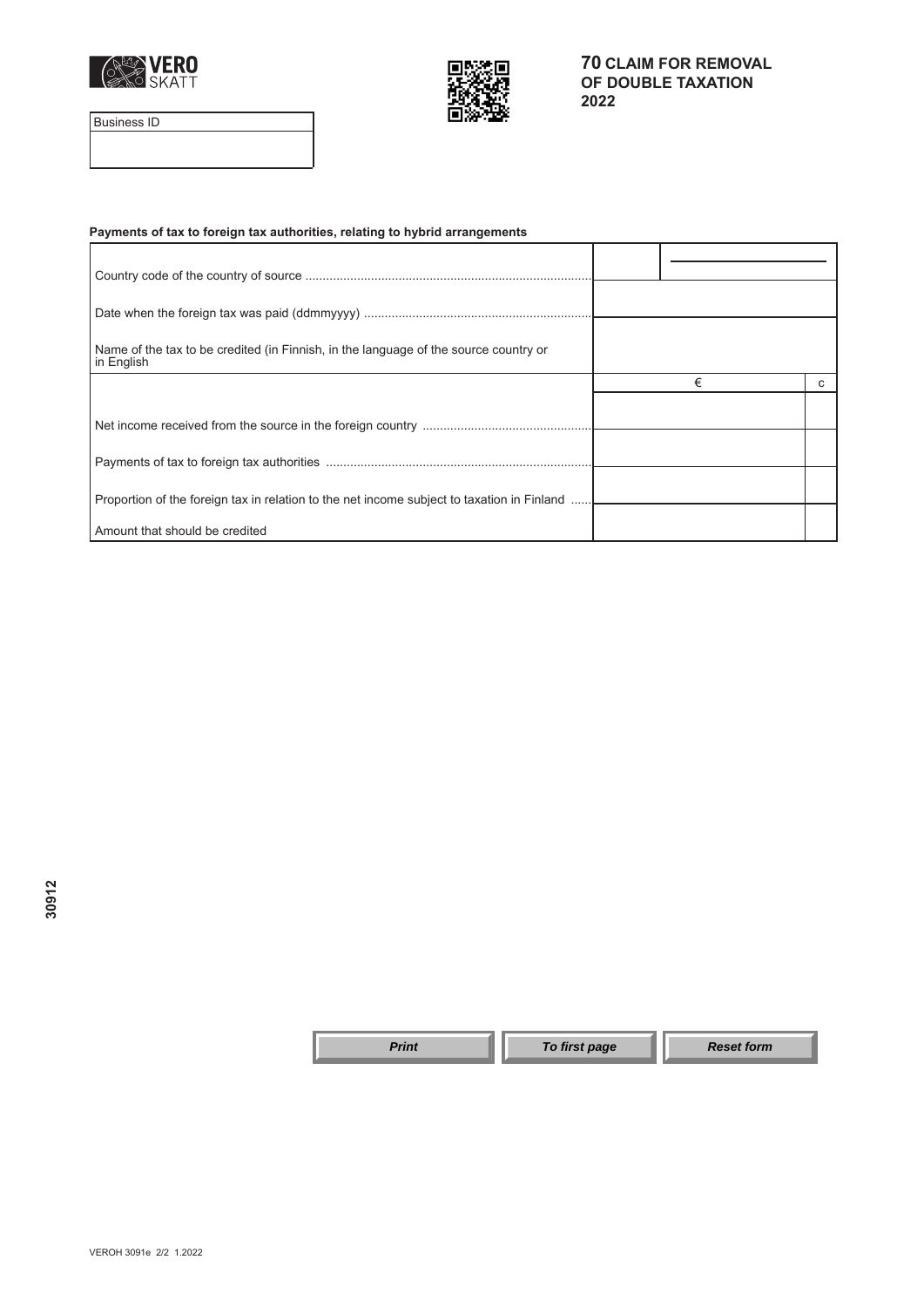VERO SKATT

**70 CLAIM FOR REMOVAL OF DOUBLE TAXATION 2022**

| Business ID |
| --- |
| |

**Payments of tax to foreign tax authorities, relating to hybrid arrangements**

| | | |
| --- | --- | --- |
| Country code of the country of source | | |
| Date when the foreign tax was paid (ddmmyyyy) | | |
| Name of the tax to be credited (in Finnish, in the language of the source country or in English | | |
| | € | c |
| Net income received from the source in the foreign country | | |
| Payments of tax to foreign tax authorities | | |
| Proportion of the foreign tax in relation to the net income subject to taxation in Finland | | |
| Amount that should be credited | | |

30912

Print | To first page | Reset form

VEROH 3091e 2/2 1.2022